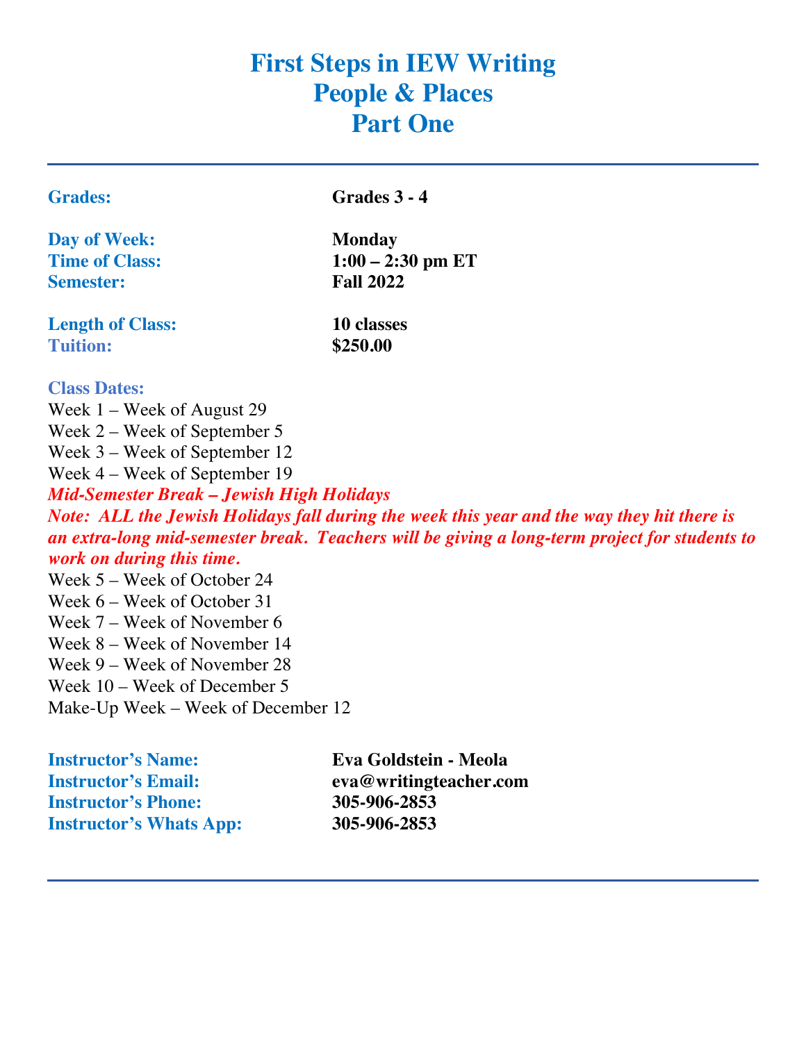# First Steps in IEW Writing
# People & Places
# Part One

---

| | |
|---|---|
| **Grades:** | **Grades 3 - 4** |
| **Day of Week:** | **Monday** |
| **Time of Class:** | **1:00 – 2:30 pm ET** |
| **Semester:** | **Fall 2022** |
| **Length of Class:** | **10 classes** |
| **Tuition:** | **$250.00** |

**Class Dates:**

Week 1 – Week of August 29
Week 2 – Week of September 5
Week 3 – Week of September 12
Week 4 – Week of September 19

***Mid-Semester Break – Jewish High Holidays***

***Note: ALL the Jewish Holidays fall during the week this year and the way they hit there is an extra-long mid-semester break. Teachers will be giving a long-term project for students to work on during this time.***

Week 5 – Week of October 24
Week 6 – Week of October 31
Week 7 – Week of November 6
Week 8 – Week of November 14
Week 9 – Week of November 28
Week 10 – Week of December 5
Make-Up Week – Week of December 12

| | |
|---|---|
| **Instructor's Name:** | **Eva Goldstein - Meola** |
| **Instructor's Email:** | **eva@writingteacher.com** |
| **Instructor's Phone:** | **305-906-2853** |
| **Instructor's Whats App:** | **305-906-2853** |

---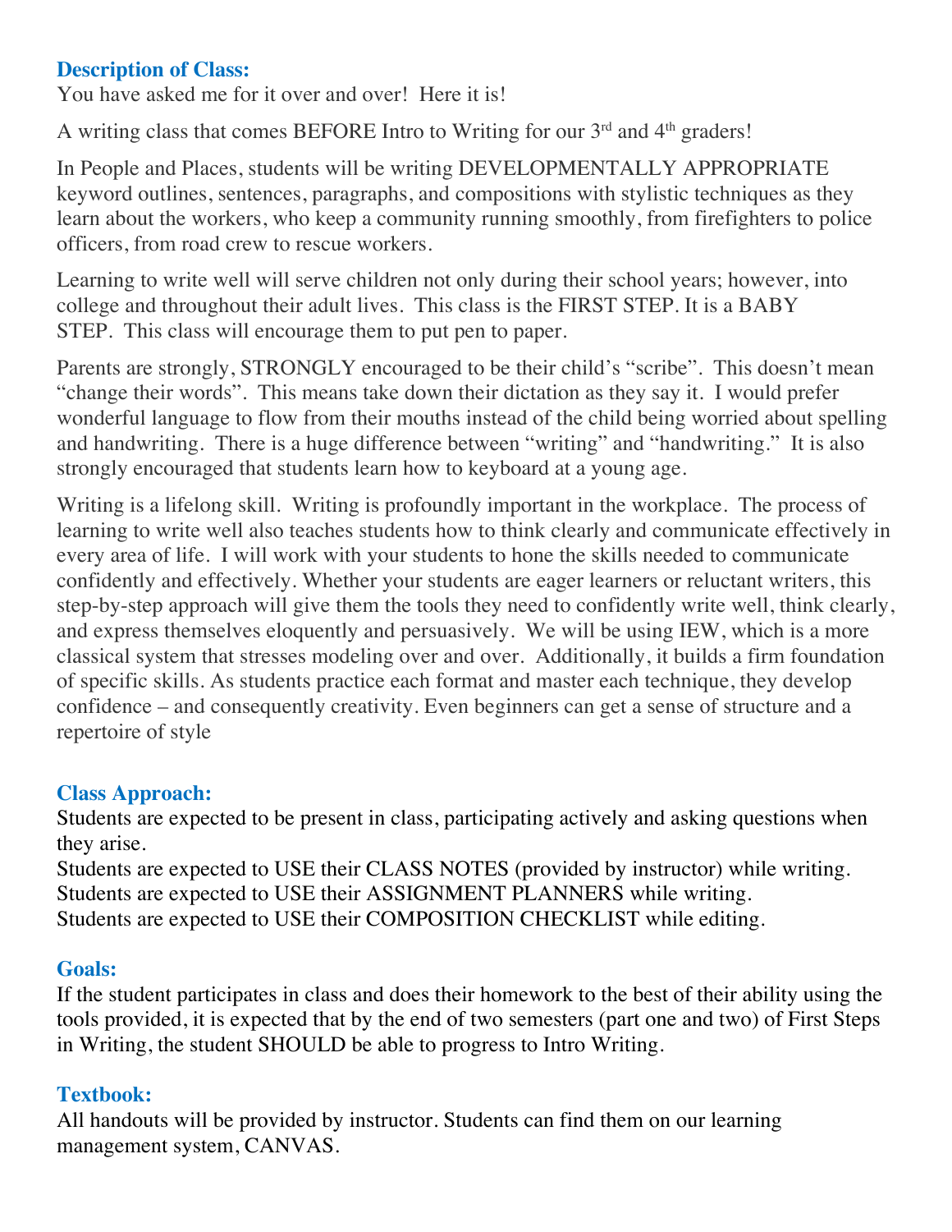### Description of Class:

You have asked me for it over and over! Here it is!

A writing class that comes BEFORE Intro to Writing for our 3rd and 4th graders!

In People and Places, students will be writing DEVELOPMENTALLY APPROPRIATE keyword outlines, sentences, paragraphs, and compositions with stylistic techniques as they learn about the workers, who keep a community running smoothly, from firefighters to police officers, from road crew to rescue workers.

Learning to write well will serve children not only during their school years; however, into college and throughout their adult lives. This class is the FIRST STEP. It is a BABY STEP. This class will encourage them to put pen to paper.

Parents are strongly, STRONGLY encouraged to be their child's "scribe". This doesn't mean "change their words". This means take down their dictation as they say it. I would prefer wonderful language to flow from their mouths instead of the child being worried about spelling and handwriting. There is a huge difference between "writing" and "handwriting." It is also strongly encouraged that students learn how to keyboard at a young age.

Writing is a lifelong skill. Writing is profoundly important in the workplace. The process of learning to write well also teaches students how to think clearly and communicate effectively in every area of life. I will work with your students to hone the skills needed to communicate confidently and effectively. Whether your students are eager learners or reluctant writers, this step-by-step approach will give them the tools they need to confidently write well, think clearly, and express themselves eloquently and persuasively. We will be using IEW, which is a more classical system that stresses modeling over and over. Additionally, it builds a firm foundation of specific skills. As students practice each format and master each technique, they develop confidence – and consequently creativity. Even beginners can get a sense of structure and a repertoire of style

### Class Approach:

Students are expected to be present in class, participating actively and asking questions when they arise.
Students are expected to USE their CLASS NOTES (provided by instructor) while writing.
Students are expected to USE their ASSIGNMENT PLANNERS while writing.
Students are expected to USE their COMPOSITION CHECKLIST while editing.

### Goals:

If the student participates in class and does their homework to the best of their ability using the tools provided, it is expected that by the end of two semesters (part one and two) of First Steps in Writing, the student SHOULD be able to progress to Intro Writing.

### Textbook:

All handouts will be provided by instructor. Students can find them on our learning management system, CANVAS.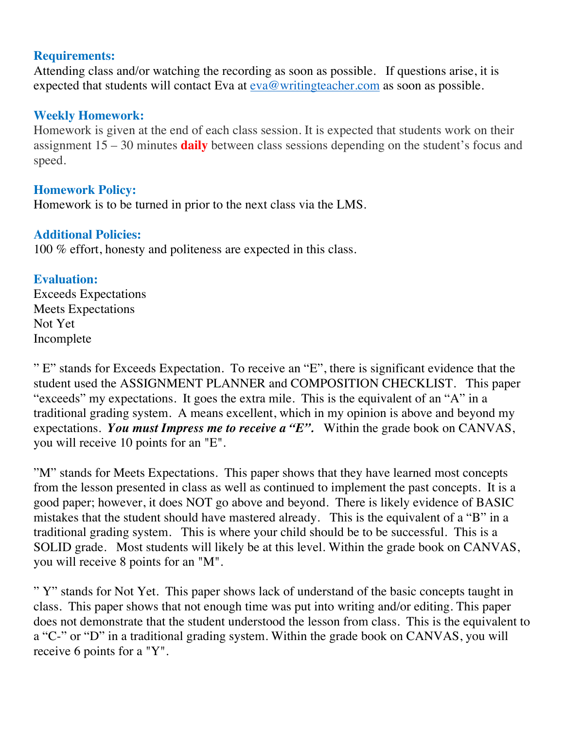### Requirements:

Attending class and/or watching the recording as soon as possible. If questions arise, it is expected that students will contact Eva at eva@writingteacher.com as soon as possible.

### Weekly Homework:

Homework is given at the end of each class session. It is expected that students work on their assignment 15 – 30 minutes **daily** between class sessions depending on the student's focus and speed.

### Homework Policy:

Homework is to be turned in prior to the next class via the LMS.

### Additional Policies:

100 % effort, honesty and politeness are expected in this class.

### Evaluation:

Exceeds Expectations
Meets Expectations
Not Yet
Incomplete

" E" stands for Exceeds Expectation. To receive an "E", there is significant evidence that the student used the ASSIGNMENT PLANNER and COMPOSITION CHECKLIST. This paper "exceeds" my expectations. It goes the extra mile. This is the equivalent of an "A" in a traditional grading system. A means excellent, which in my opinion is above and beyond my expectations. ***You must Impress me to receive a "E".*** Within the grade book on CANVAS, you will receive 10 points for an "E".

"M" stands for Meets Expectations. This paper shows that they have learned most concepts from the lesson presented in class as well as continued to implement the past concepts. It is a good paper; however, it does NOT go above and beyond. There is likely evidence of BASIC mistakes that the student should have mastered already. This is the equivalent of a "B" in a traditional grading system. This is where your child should be to be successful. This is a SOLID grade. Most students will likely be at this level. Within the grade book on CANVAS, you will receive 8 points for an "M".

" Y" stands for Not Yet. This paper shows lack of understand of the basic concepts taught in class. This paper shows that not enough time was put into writing and/or editing. This paper does not demonstrate that the student understood the lesson from class. This is the equivalent to a "C-" or "D" in a traditional grading system. Within the grade book on CANVAS, you will receive 6 points for a "Y".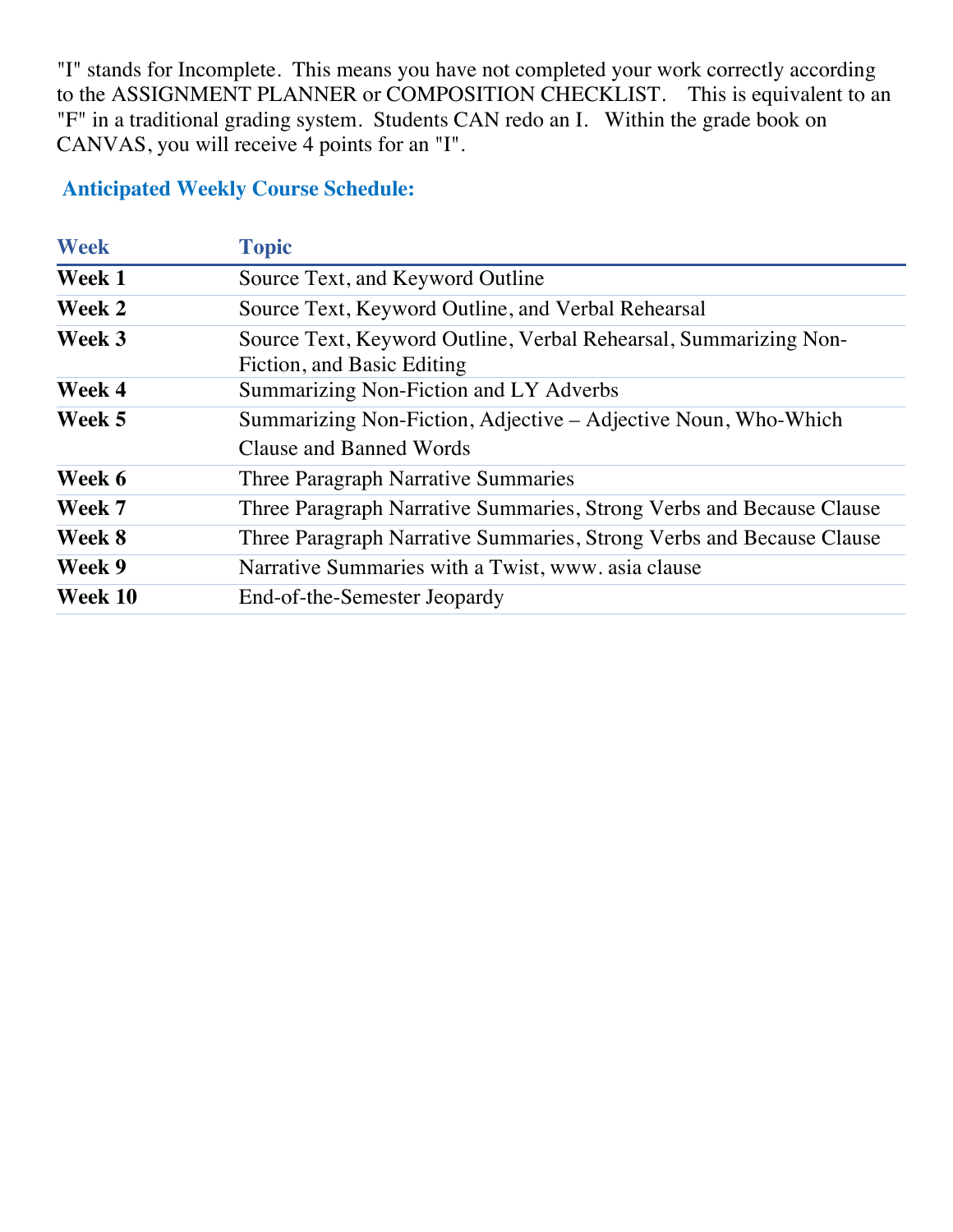"I" stands for Incomplete. This means you have not completed your work correctly according to the ASSIGNMENT PLANNER or COMPOSITION CHECKLIST. This is equivalent to an "F" in a traditional grading system. Students CAN redo an I. Within the grade book on CANVAS, you will receive 4 points for an "I".

## Anticipated Weekly Course Schedule:

| Week | Topic |
|---|---|
| **Week 1** | Source Text, and Keyword Outline |
| **Week 2** | Source Text, Keyword Outline, and Verbal Rehearsal |
| **Week 3** | Source Text, Keyword Outline, Verbal Rehearsal, Summarizing Non-Fiction, and Basic Editing |
| **Week 4** | Summarizing Non-Fiction and LY Adverbs |
| **Week 5** | Summarizing Non-Fiction, Adjective – Adjective Noun, Who-Which Clause and Banned Words |
| **Week 6** | Three Paragraph Narrative Summaries |
| **Week 7** | Three Paragraph Narrative Summaries, Strong Verbs and Because Clause |
| **Week 8** | Three Paragraph Narrative Summaries, Strong Verbs and Because Clause |
| **Week 9** | Narrative Summaries with a Twist, www. asia clause |
| **Week 10** | End-of-the-Semester Jeopardy |